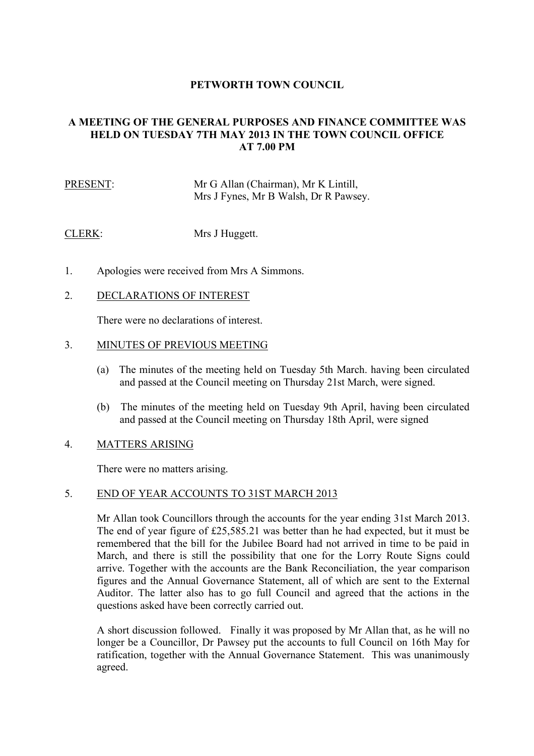**PETWORTH TOWN COUNCIL**

**A MEETING OF THE GENERAL PURPOSES AND FINANCE COMMITTEE WAS HELD ON TUESDAY 7TH MAY 2013 IN THE TOWN COUNCIL OFFICE AT 7.00 PM**

<u>PRESENT</u>: Mr G Allan (Chairman), Mr K Lintill, Mrs J Fynes, Mr B Walsh, Dr R Pawsey.

<u>CLERK</u>: Mrs J Huggett.

1. Apologies were received from Mrs A Simmons.

2. <u>DECLARATIONS OF INTEREST</u>

   There were no declarations of interest.

3. <u>MINUTES OF PREVIOUS MEETING</u>

   (a) The minutes of the meeting held on Tuesday 5th March. having been circulated and passed at the Council meeting on Thursday 21st March, were signed.

   (b) The minutes of the meeting held on Tuesday 9th April, having been circulated and passed at the Council meeting on Thursday 18th April, were signed

4. <u>MATTERS ARISING</u>

   There were no matters arising.

5. <u>END OF YEAR ACCOUNTS TO 31ST MARCH 2013</u>

   Mr Allan took Councillors through the accounts for the year ending 31st March 2013. The end of year figure of £25,585.21 was better than he had expected, but it must be remembered that the bill for the Jubilee Board had not arrived in time to be paid in March, and there is still the possibility that one for the Lorry Route Signs could arrive. Together with the accounts are the Bank Reconciliation, the year comparison figures and the Annual Governance Statement, all of which are sent to the External Auditor. The latter also has to go full Council and agreed that the actions in the questions asked have been correctly carried out.

   A short discussion followed. Finally it was proposed by Mr Allan that, as he will no longer be a Councillor, Dr Pawsey put the accounts to full Council on 16th May for ratification, together with the Annual Governance Statement. This was unanimously agreed.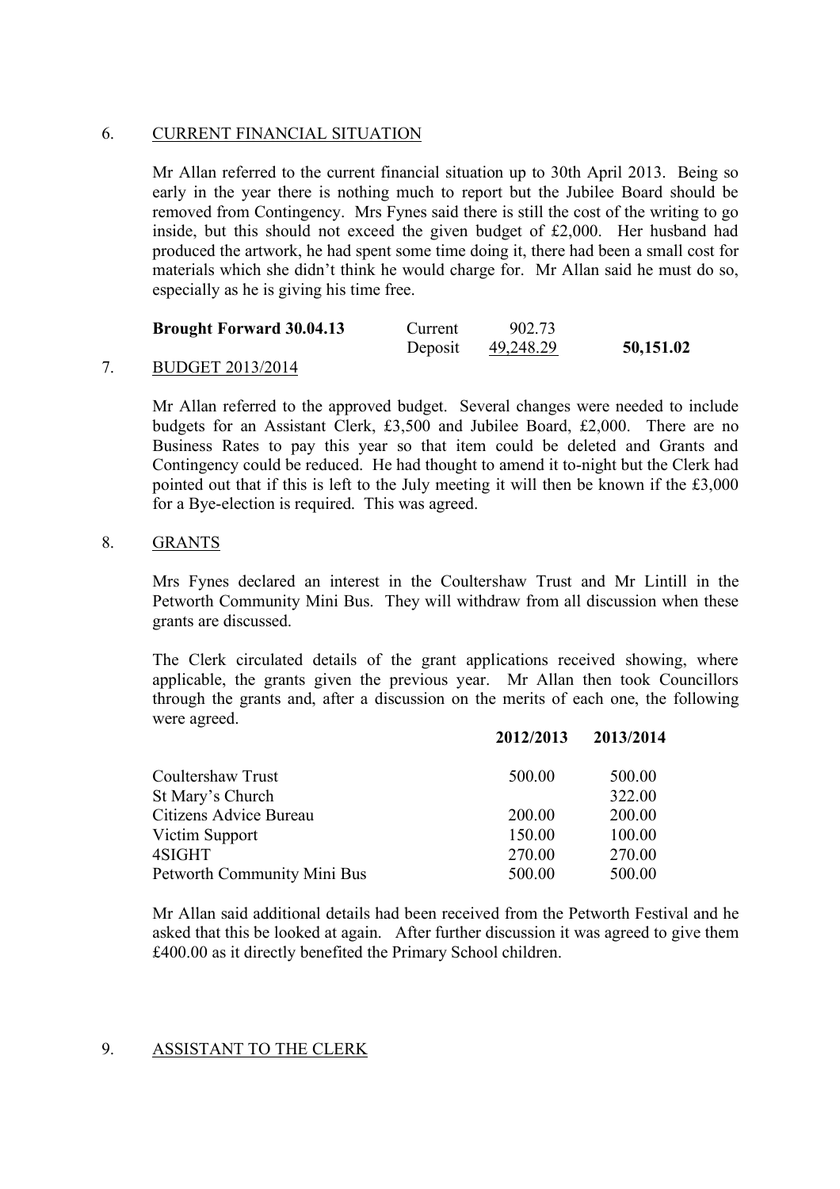## 6. CURRENT FINANCIAL SITUATION

Mr Allan referred to the current financial situation up to 30th April 2013. Being so early in the year there is nothing much to report but the Jubilee Board should be removed from Contingency. Mrs Fynes said there is still the cost of the writing to go inside, but this should not exceed the given budget of £2,000. Her husband had produced the artwork, he had spent some time doing it, there had been a small cost for materials which she didn't think he would charge for. Mr Allan said he must do so, especially as he is giving his time free.

| | | | |
|---|---|---|---|
| **Brought Forward 30.04.13** | Current | 902.73 | |
| | Deposit | 49,248.29 | **50,151.02** |

## 7. BUDGET 2013/2014

Mr Allan referred to the approved budget. Several changes were needed to include budgets for an Assistant Clerk, £3,500 and Jubilee Board, £2,000. There are no Business Rates to pay this year so that item could be deleted and Grants and Contingency could be reduced. He had thought to amend it to-night but the Clerk had pointed out that if this is left to the July meeting it will then be known if the £3,000 for a Bye-election is required. This was agreed.

## 8. GRANTS

Mrs Fynes declared an interest in the Coultershaw Trust and Mr Lintill in the Petworth Community Mini Bus. They will withdraw from all discussion when these grants are discussed.

The Clerk circulated details of the grant applications received showing, where applicable, the grants given the previous year. Mr Allan then took Councillors through the grants and, after a discussion on the merits of each one, the following were agreed.

| | **2012/2013** | **2013/2014** |
|---|---|---|
| Coultershaw Trust | 500.00 | 500.00 |
| St Mary's Church | | 322.00 |
| Citizens Advice Bureau | 200.00 | 200.00 |
| Victim Support | 150.00 | 100.00 |
| 4SIGHT | 270.00 | 270.00 |
| Petworth Community Mini Bus | 500.00 | 500.00 |

Mr Allan said additional details had been received from the Petworth Festival and he asked that this be looked at again. After further discussion it was agreed to give them £400.00 as it directly benefited the Primary School children.

## 9. ASSISTANT TO THE CLERK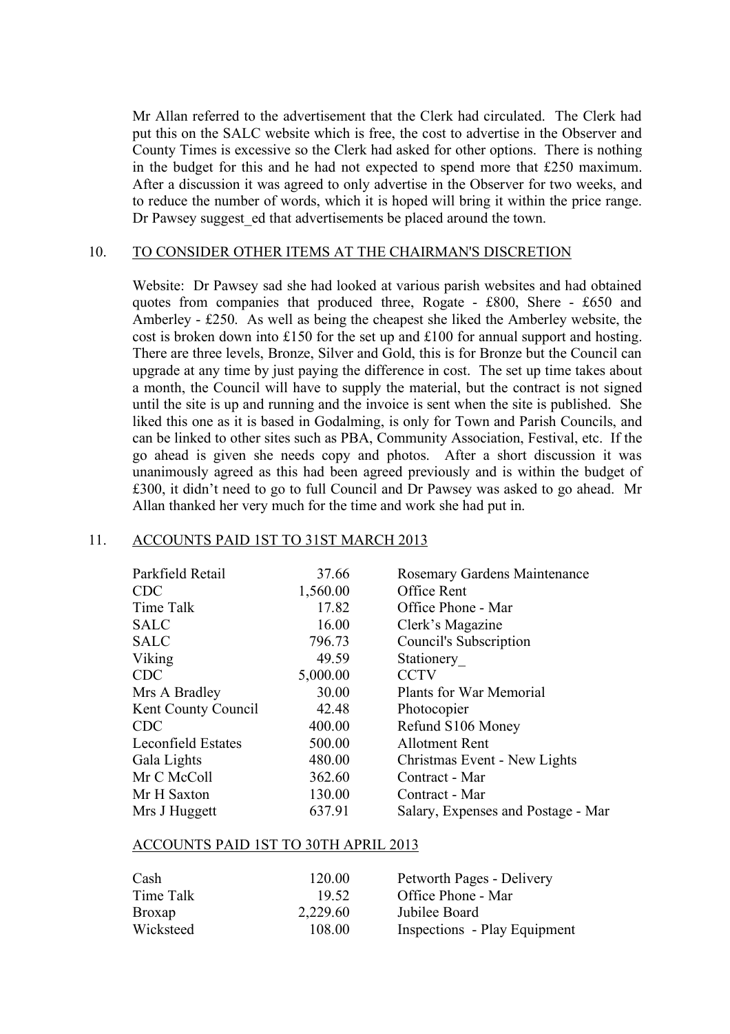Mr Allan referred to the advertisement that the Clerk had circulated. The Clerk had put this on the SALC website which is free, the cost to advertise in the Observer and County Times is excessive so the Clerk had asked for other options. There is nothing in the budget for this and he had not expected to spend more that £250 maximum. After a discussion it was agreed to only advertise in the Observer for two weeks, and to reduce the number of words, which it is hoped will bring it within the price range. Dr Pawsey suggest_ed that advertisements be placed around the town.

## 10. TO CONSIDER OTHER ITEMS AT THE CHAIRMAN'S DISCRETION

Website: Dr Pawsey sad she had looked at various parish websites and had obtained quotes from companies that produced three, Rogate - £800, Shere - £650 and Amberley - £250. As well as being the cheapest she liked the Amberley website, the cost is broken down into £150 for the set up and £100 for annual support and hosting. There are three levels, Bronze, Silver and Gold, this is for Bronze but the Council can upgrade at any time by just paying the difference in cost. The set up time takes about a month, the Council will have to supply the material, but the contract is not signed until the site is up and running and the invoice is sent when the site is published. She liked this one as it is based in Godalming, is only for Town and Parish Councils, and can be linked to other sites such as PBA, Community Association, Festival, etc. If the go ahead is given she needs copy and photos. After a short discussion it was unanimously agreed as this had been agreed previously and is within the budget of £300, it didn't need to go to full Council and Dr Pawsey was asked to go ahead. Mr Allan thanked her very much for the time and work she had put in.

## 11. ACCOUNTS PAID 1ST TO 31ST MARCH 2013

| | | |
|---|---|---|
| Parkfield Retail | 37.66 | Rosemary Gardens Maintenance |
| CDC | 1,560.00 | Office Rent |
| Time Talk | 17.82 | Office Phone - Mar |
| SALC | 16.00 | Clerk's Magazine |
| SALC | 796.73 | Council's Subscription |
| Viking | 49.59 | Stationery_ |
| CDC | 5,000.00 | CCTV |
| Mrs A Bradley | 30.00 | Plants for War Memorial |
| Kent County Council | 42.48 | Photocopier |
| CDC | 400.00 | Refund S106 Money |
| Leconfield Estates | 500.00 | Allotment Rent |
| Gala Lights | 480.00 | Christmas Event - New Lights |
| Mr C McColl | 362.60 | Contract - Mar |
| Mr H Saxton | 130.00 | Contract - Mar |
| Mrs J Huggett | 637.91 | Salary, Expenses and Postage - Mar |

### ACCOUNTS PAID 1ST TO 30TH APRIL 2013

| | | |
|---|---|---|
| Cash | 120.00 | Petworth Pages - Delivery |
| Time Talk | 19.52 | Office Phone - Mar |
| Broxap | 2,229.60 | Jubilee Board |
| Wicksteed | 108.00 | Inspections - Play Equipment |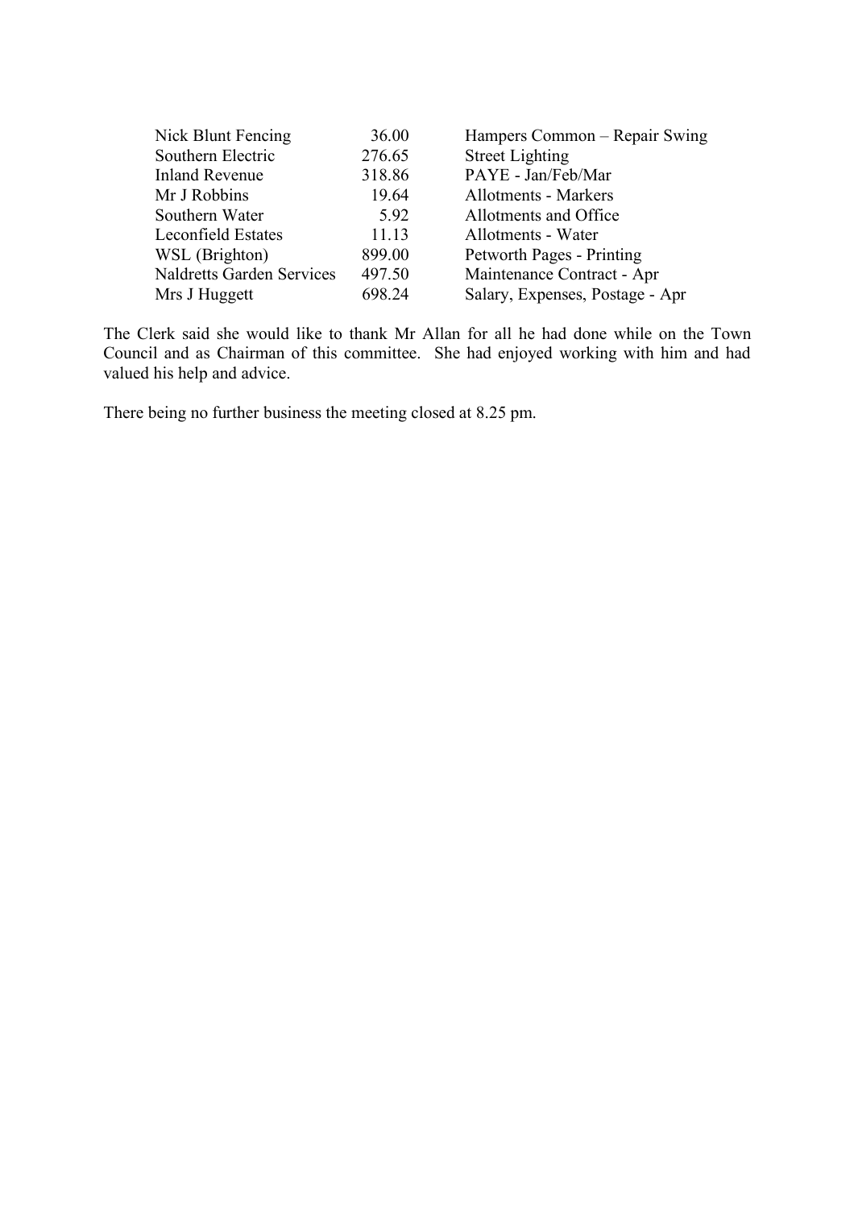| | | |
|---|---|---|
| Nick Blunt Fencing | 36.00 | Hampers Common – Repair Swing |
| Southern Electric | 276.65 | Street Lighting |
| Inland Revenue | 318.86 | PAYE - Jan/Feb/Mar |
| Mr J Robbins | 19.64 | Allotments - Markers |
| Southern Water | 5.92 | Allotments and Office |
| Leconfield Estates | 11.13 | Allotments - Water |
| WSL (Brighton) | 899.00 | Petworth Pages - Printing |
| Naldretts Garden Services | 497.50 | Maintenance Contract - Apr |
| Mrs J Huggett | 698.24 | Salary, Expenses, Postage - Apr |

The Clerk said she would like to thank Mr Allan for all he had done while on the Town Council and as Chairman of this committee. She had enjoyed working with him and had valued his help and advice.

There being no further business the meeting closed at 8.25 pm.